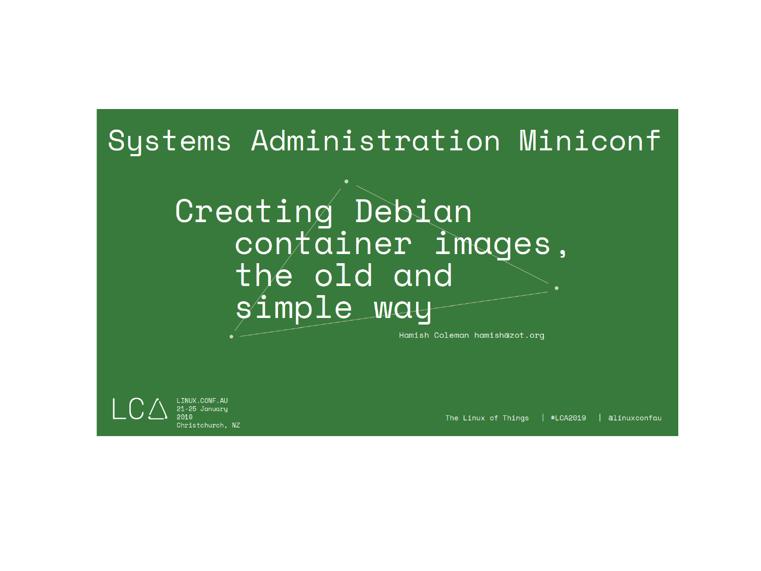# Systems Administration Miniconf

## Creating Debian container images, the old and simple way

Hamish Coleman hamish@zot.org

LCA

LINUX.CONF.AU
21-25 January
2019
Christchurch, NZ

The Linux of Things | #LCA2019 | @linuxconfau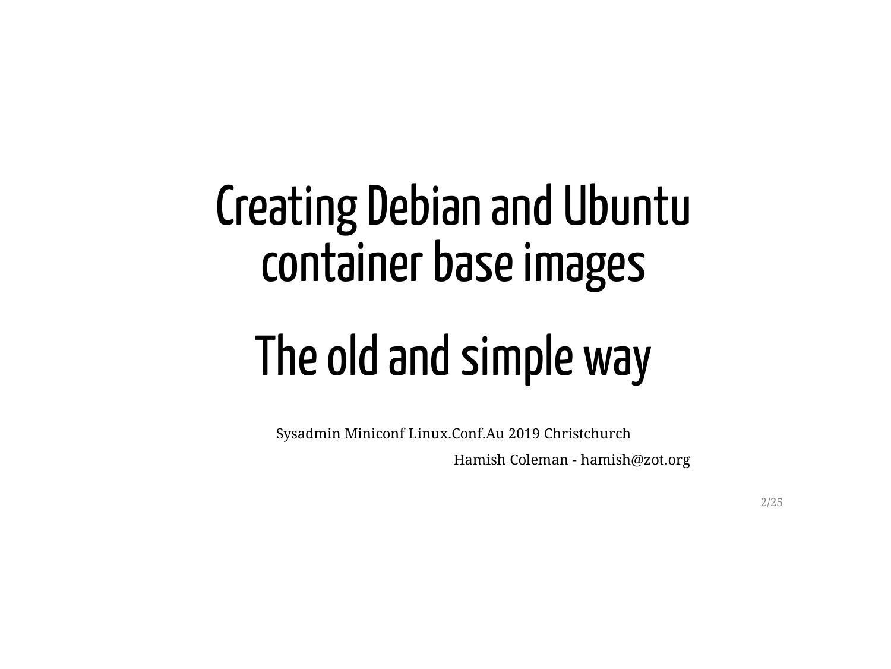# Creating Debian and Ubuntu container base images

## The old and simple way

Sysadmin Miniconf Linux.Conf.Au 2019 Christchurch

Hamish Coleman - hamish@zot.org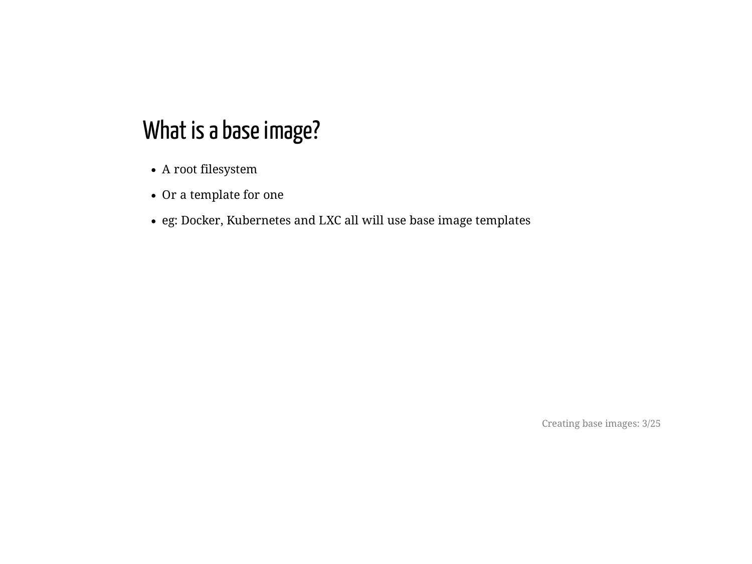## What is a base image?

- A root filesystem
- Or a template for one
- eg: Docker, Kubernetes and LXC all will use base image templates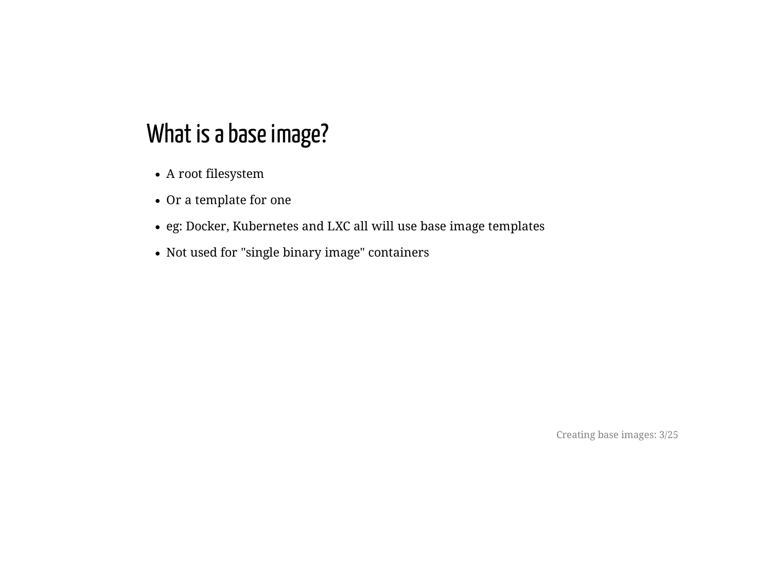# What is a base image?

- A root filesystem
- Or a template for one
- eg: Docker, Kubernetes and LXC all will use base image templates
- Not used for "single binary image" containers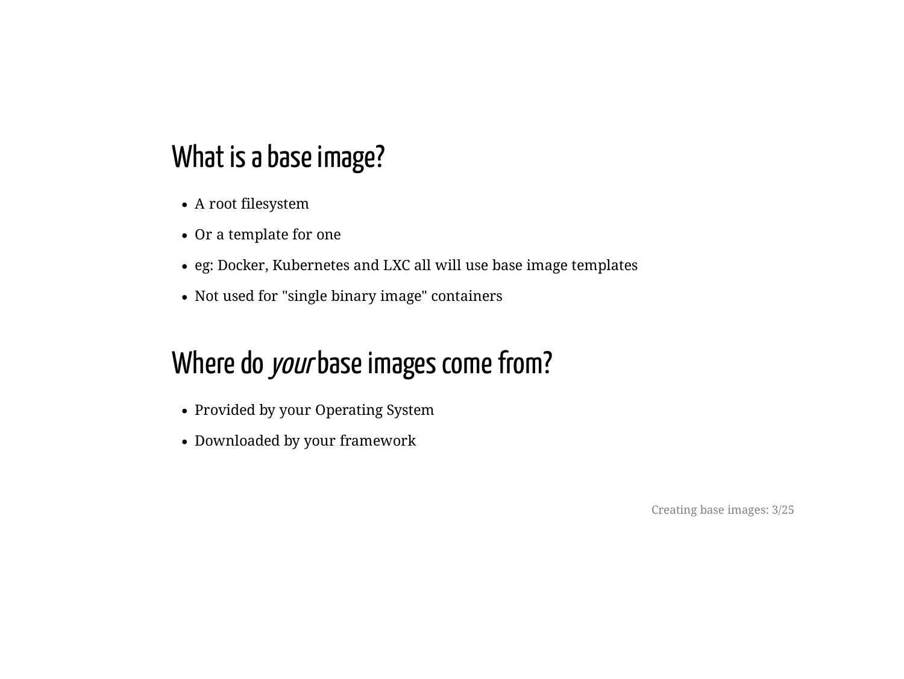## What is a base image?

- A root filesystem
- Or a template for one
- eg: Docker, Kubernetes and LXC all will use base image templates
- Not used for "single binary image" containers

## Where do *your* base images come from?

- Provided by your Operating System
- Downloaded by your framework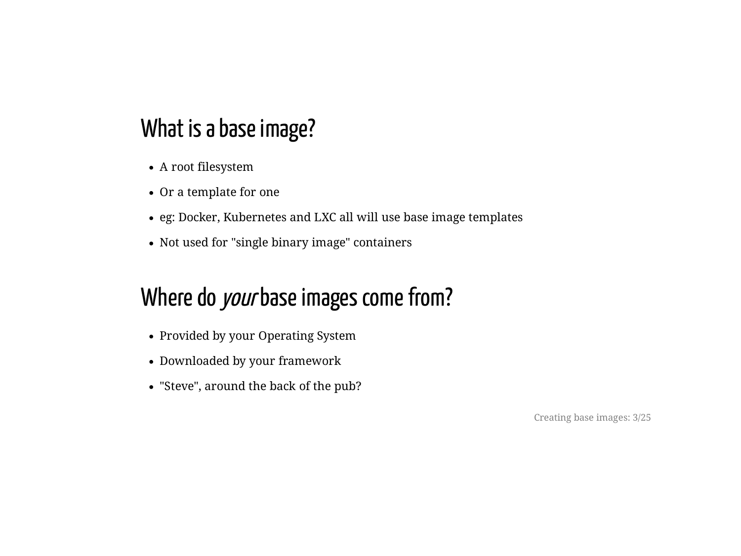## What is a base image?

- A root filesystem
- Or a template for one
- eg: Docker, Kubernetes and LXC all will use base image templates
- Not used for "single binary image" containers

## Where do *your* base images come from?

- Provided by your Operating System
- Downloaded by your framework
- "Steve", around the back of the pub?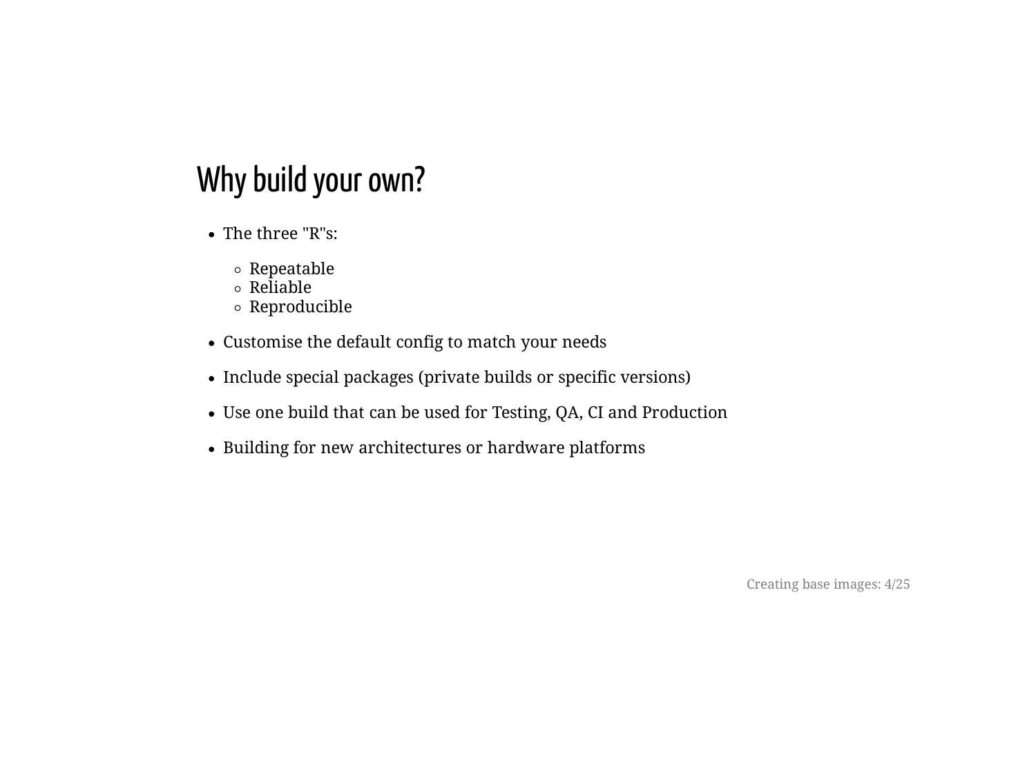## Why build your own?

- The three "R"s:
  - Repeatable
  - Reliable
  - Reproducible
- Customise the default config to match your needs
- Include special packages (private builds or specific versions)
- Use one build that can be used for Testing, QA, CI and Production
- Building for new architectures or hardware platforms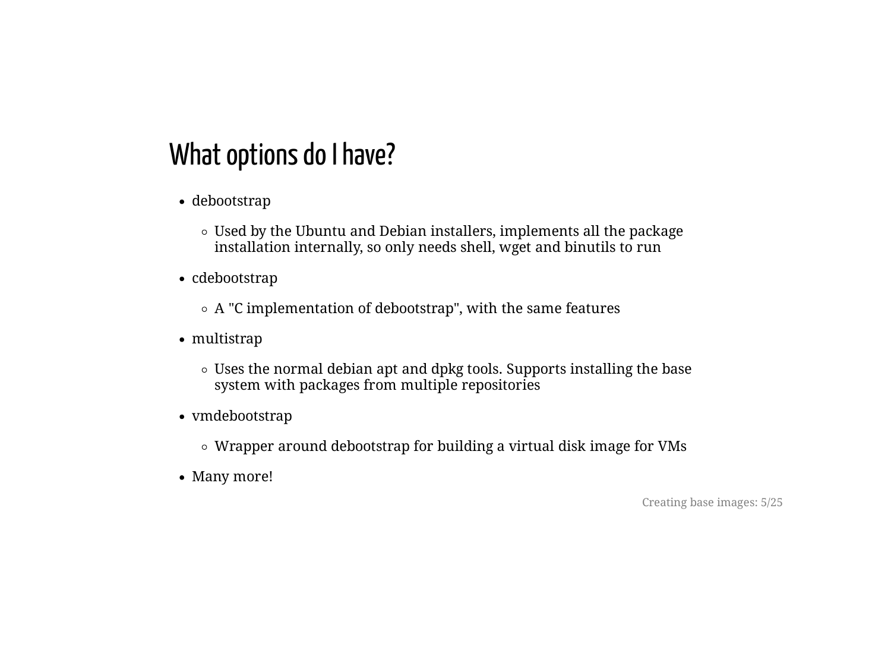## What options do I have?

- debootstrap
  - Used by the Ubuntu and Debian installers, implements all the package installation internally, so only needs shell, wget and binutils to run
- cdebootstrap
  - A "C implementation of debootstrap", with the same features
- multistrap
  - Uses the normal debian apt and dpkg tools. Supports installing the base system with packages from multiple repositories
- vmdebootstrap
  - Wrapper around debootstrap for building a virtual disk image for VMs
- Many more!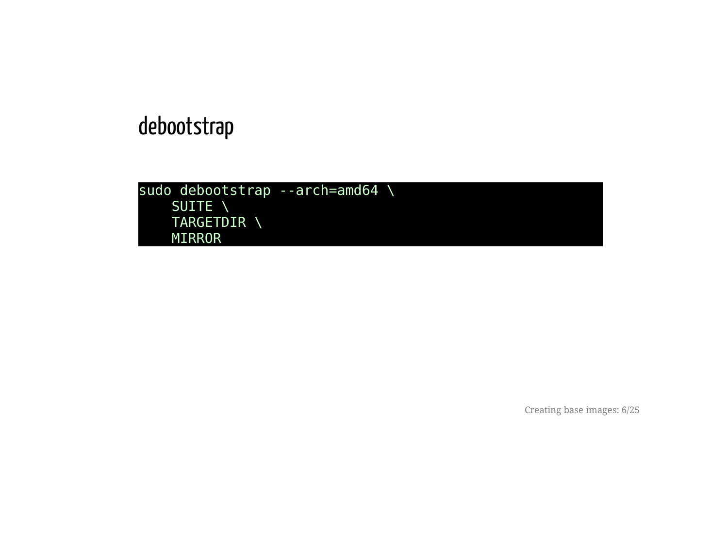# debootstrap

```
sudo debootstrap --arch=amd64 \
    SUITE \
    TARGETDIR \
    MIRROR
```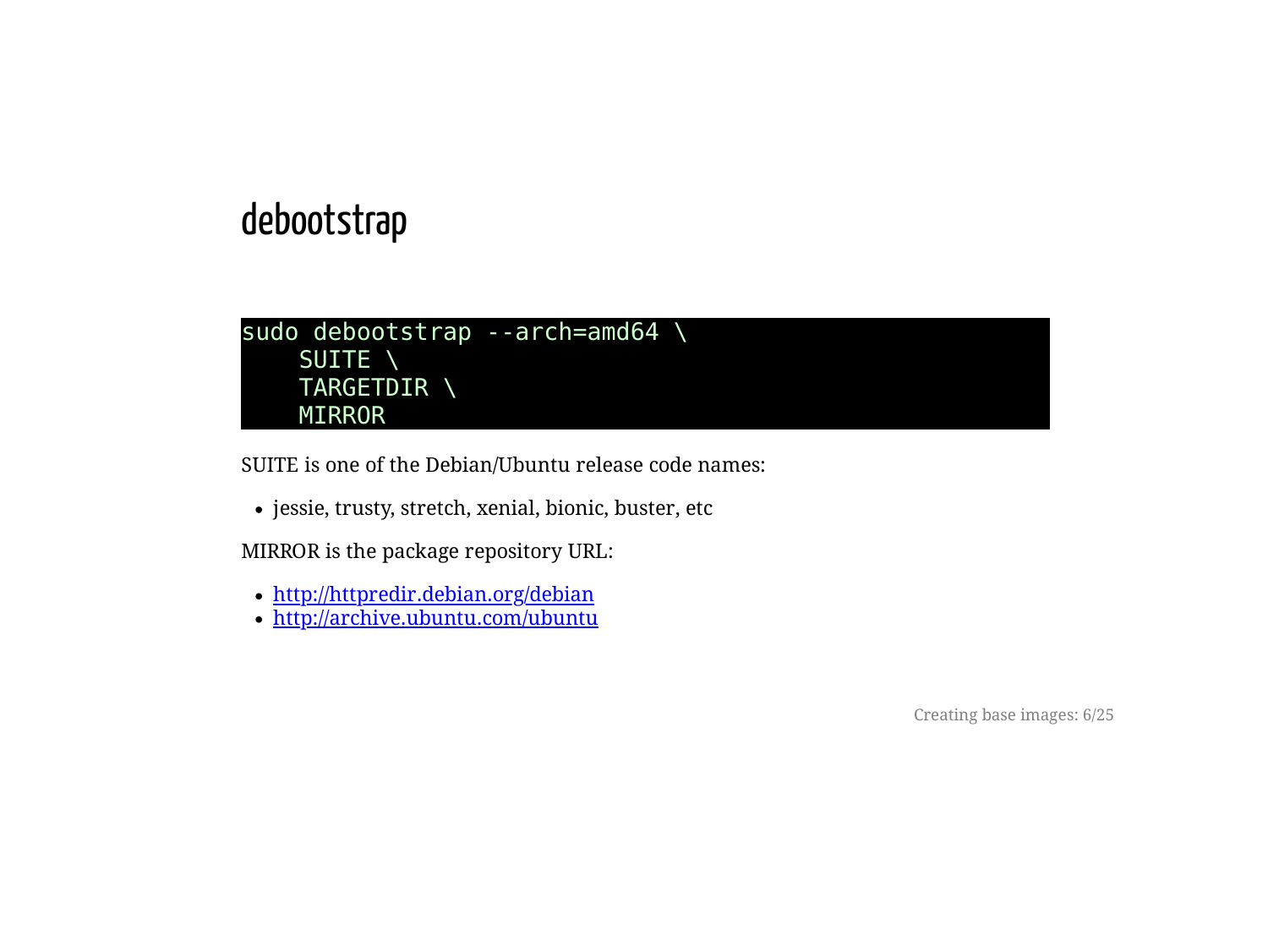# debootstrap

```
sudo debootstrap --arch=amd64 \
    SUITE \
    TARGETDIR \
    MIRROR
```

SUITE is one of the Debian/Ubuntu release code names:

- jessie, trusty, stretch, xenial, bionic, buster, etc

MIRROR is the package repository URL:

- http://httpredir.debian.org/debian
- http://archive.ubuntu.com/ubuntu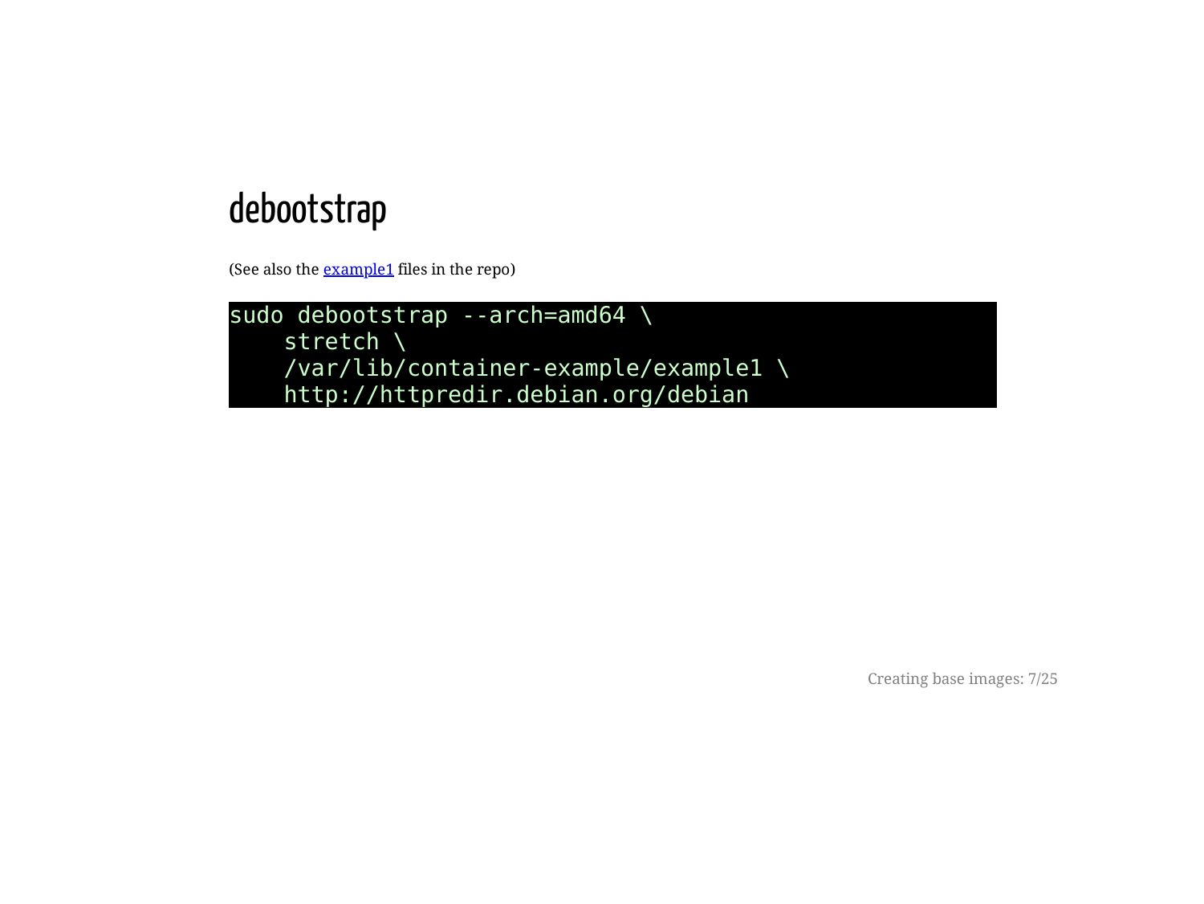# debootstrap

(See also the [example1](example1) files in the repo)

```
sudo debootstrap --arch=amd64 \
    stretch \
    /var/lib/container-example/example1 \
    http://httpredir.debian.org/debian
```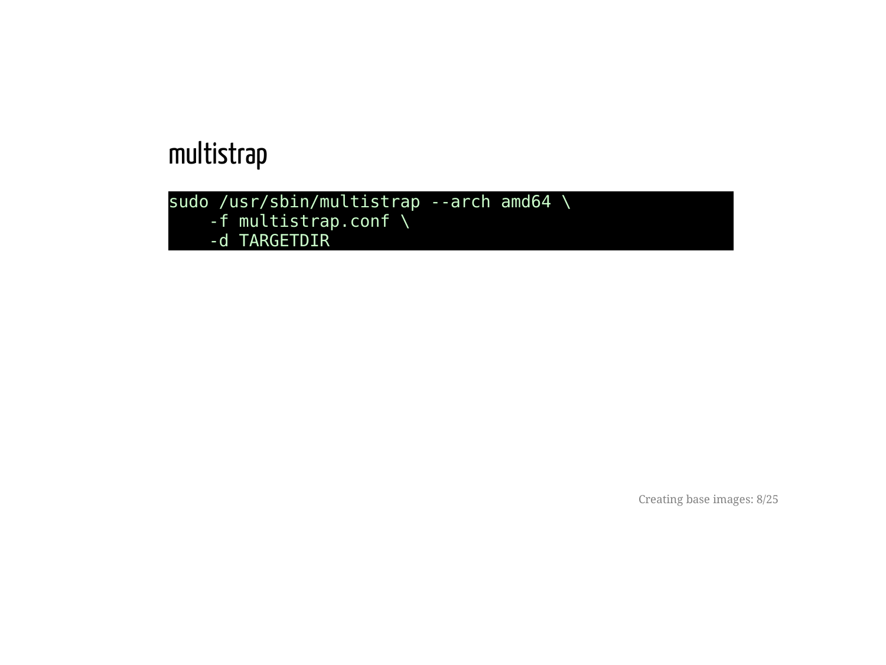## multistrap

```
sudo /usr/sbin/multistrap --arch amd64 \
    -f multistrap.conf \
    -d TARGETDIR
```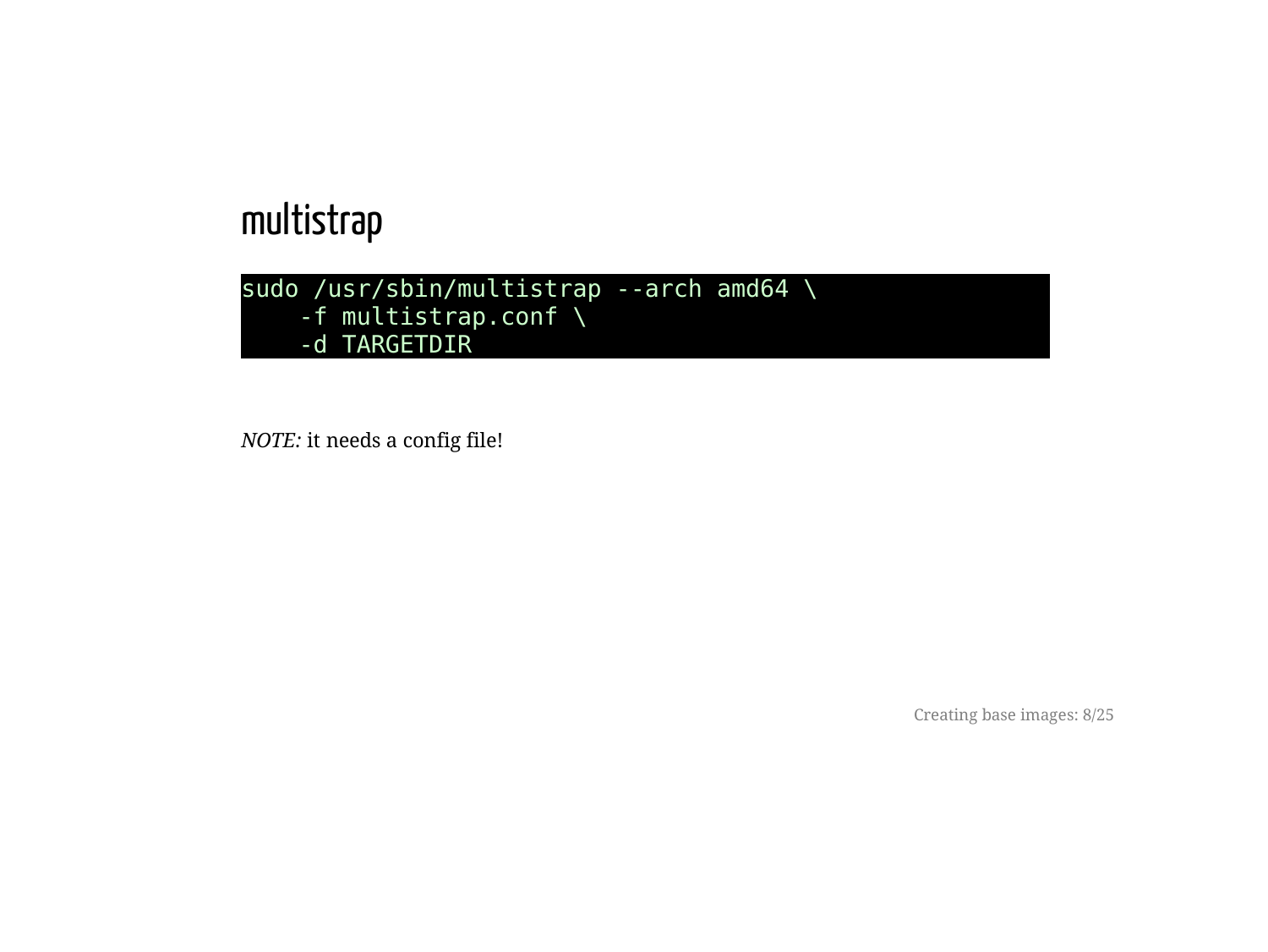## multistrap

```
sudo /usr/sbin/multistrap --arch amd64 \
    -f multistrap.conf \
    -d TARGETDIR
```

*NOTE:* it needs a config file!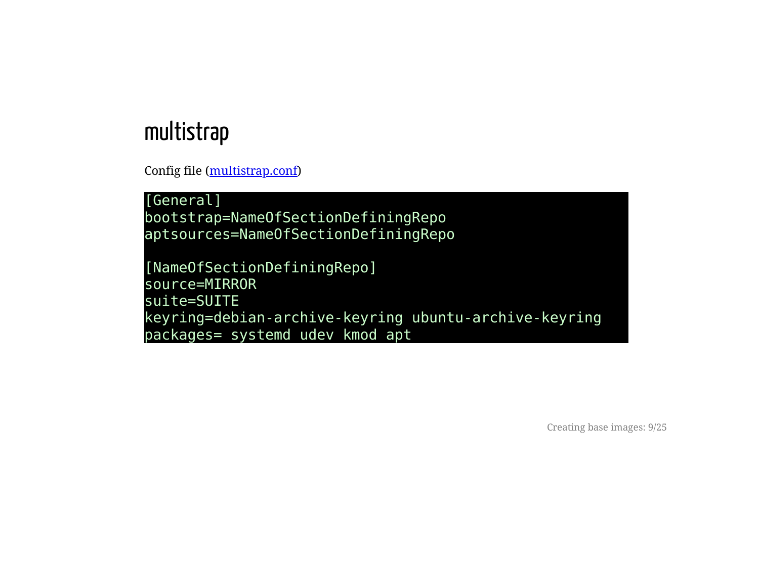# multistrap

Config file (multistrap.conf)

```
[General]
bootstrap=NameOfSectionDefiningRepo
aptsources=NameOfSectionDefiningRepo

[NameOfSectionDefiningRepo]
source=MIRROR
suite=SUITE
keyring=debian-archive-keyring ubuntu-archive-keyring
packages= systemd udev kmod apt
```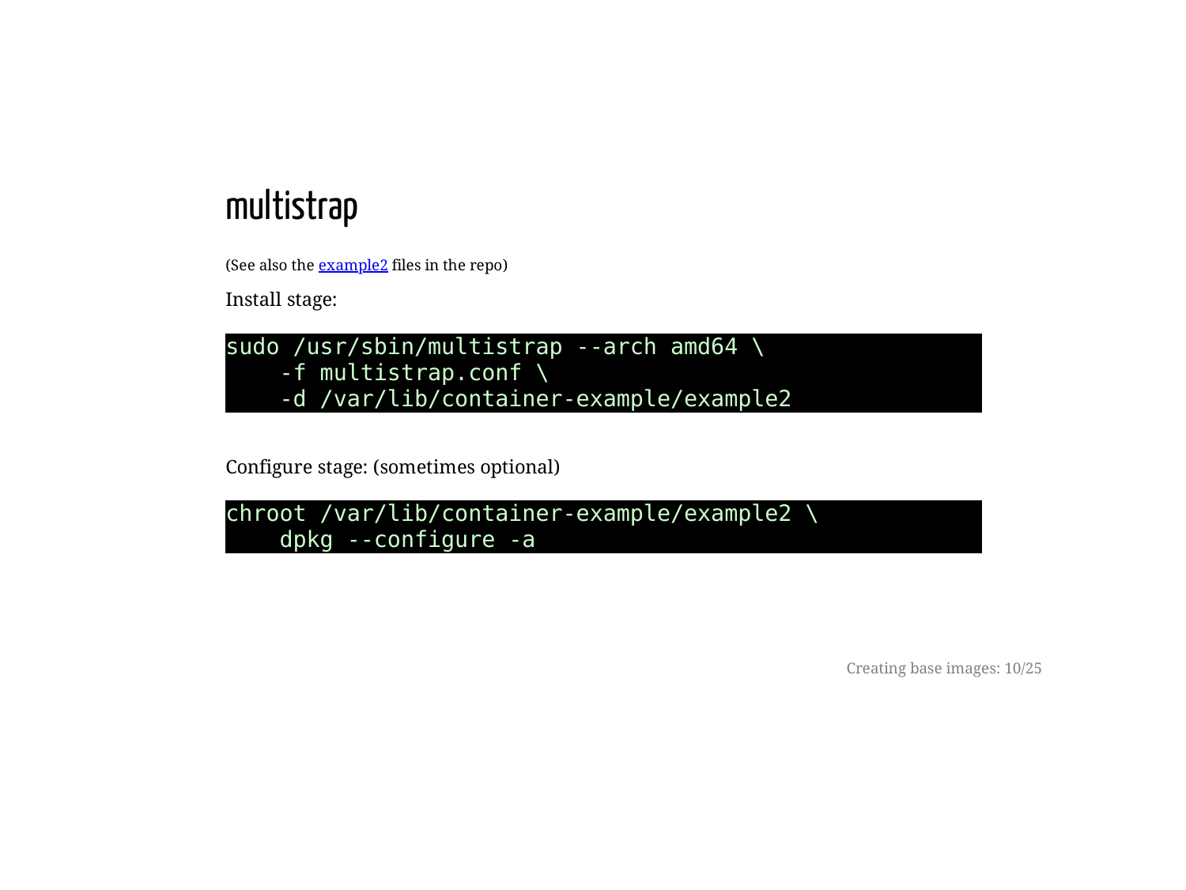# multistrap

(See also the example2 files in the repo)

Install stage:

```
sudo /usr/sbin/multistrap --arch amd64 \
    -f multistrap.conf \
    -d /var/lib/container-example/example2
```

Configure stage: (sometimes optional)

```
chroot /var/lib/container-example/example2 \
    dpkg --configure -a
```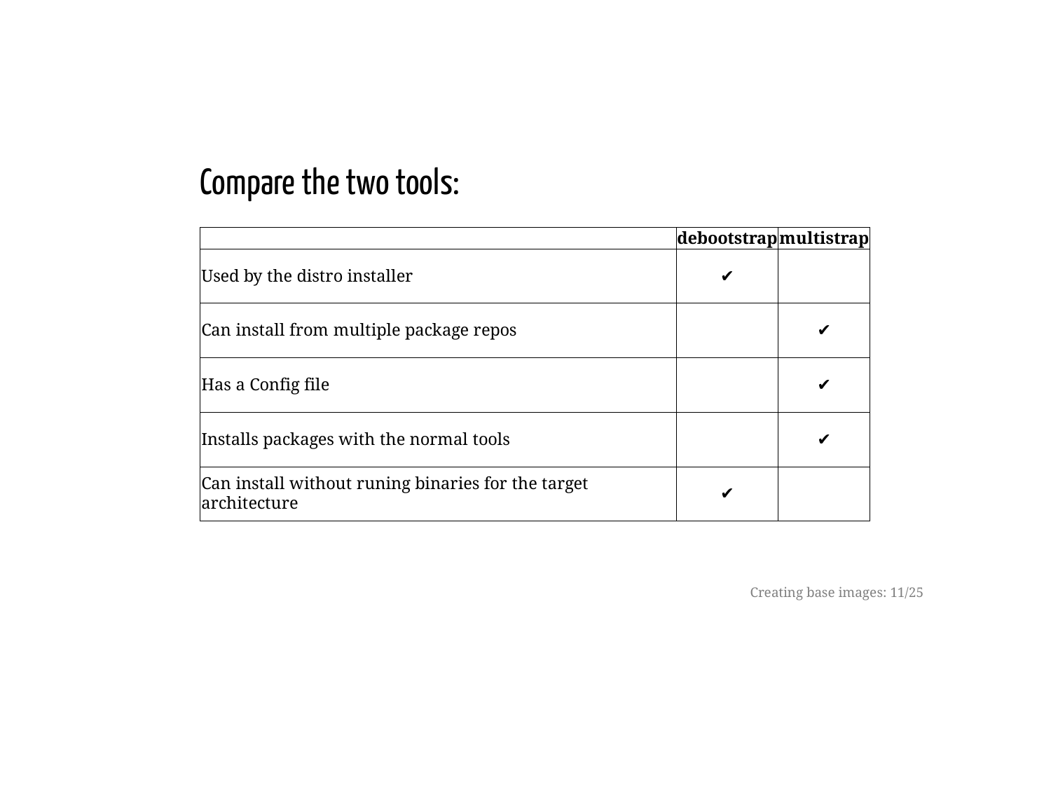## Compare the two tools:

| | debootstrap | multistrap |
|---|---|---|
| Used by the distro installer | ✔ | |
| Can install from multiple package repos | | ✔ |
| Has a Config file | | ✔ |
| Installs packages with the normal tools | | ✔ |
| Can install without runing binaries for the target architecture | ✔ | |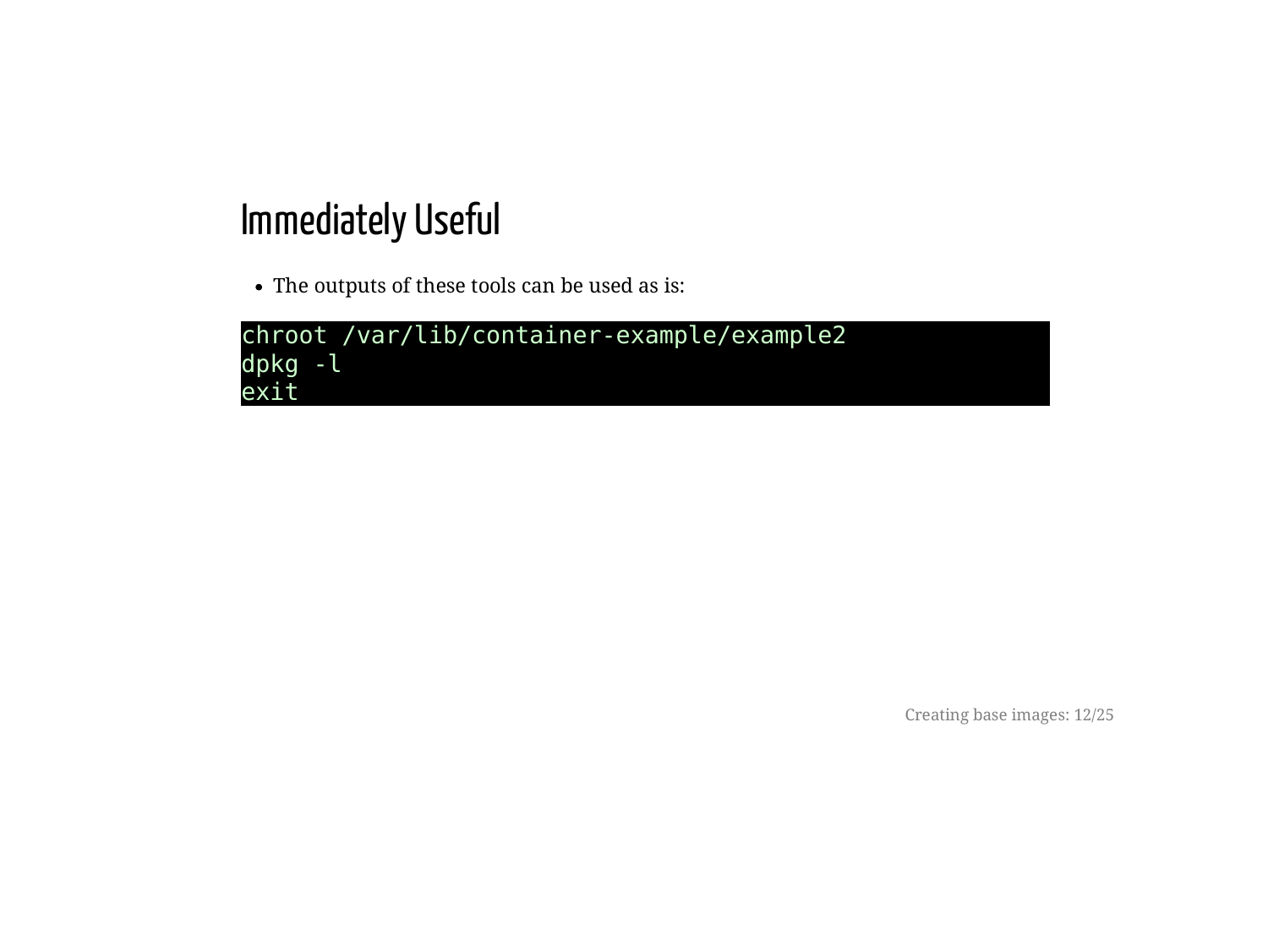# Immediately Useful

- The outputs of these tools can be used as is:

```
chroot /var/lib/container-example/example2
dpkg -l
exit
```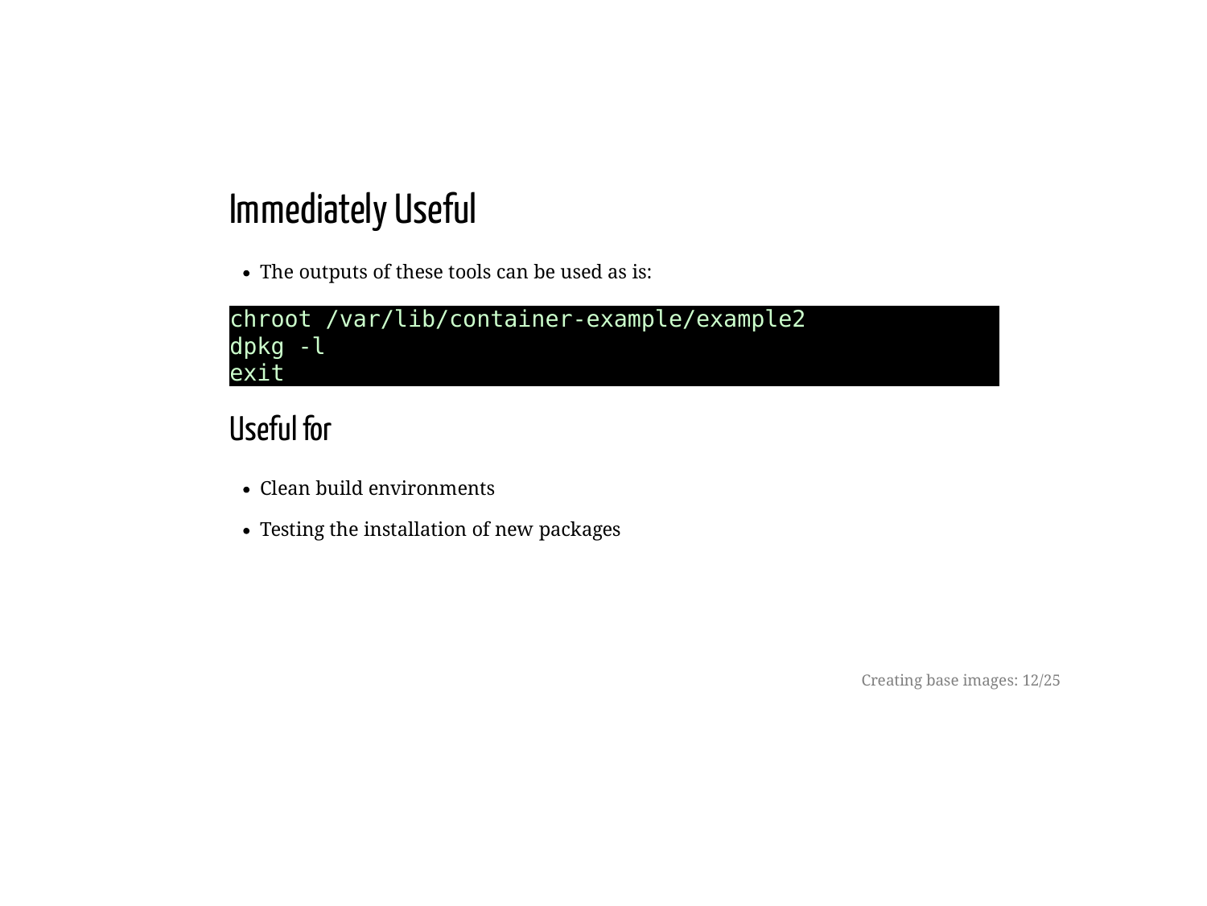## Immediately Useful

- The outputs of these tools can be used as is:

```
chroot /var/lib/container-example/example2
dpkg -l
exit
```

## Useful for

- Clean build environments
- Testing the installation of new packages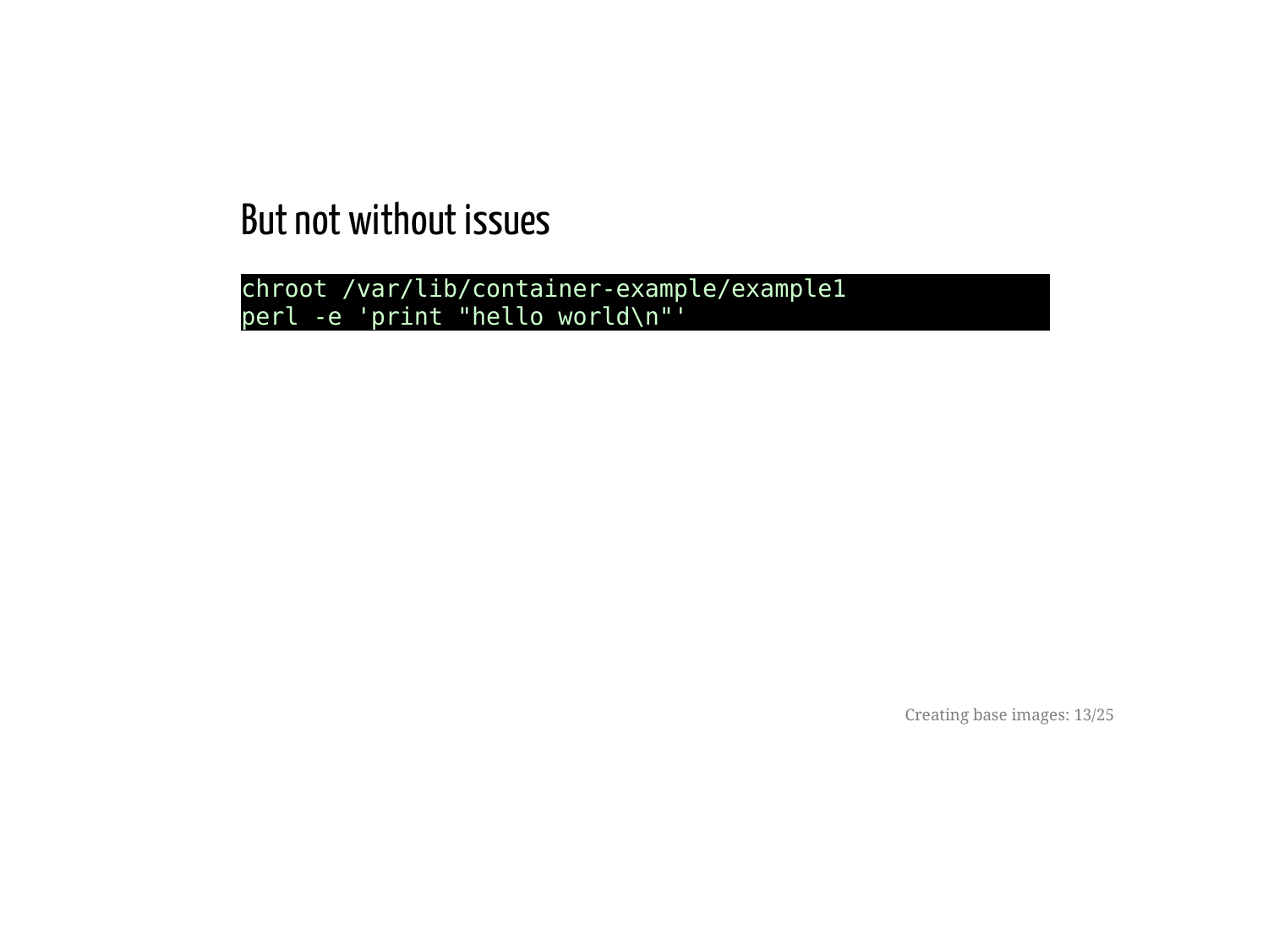## But not without issues

```
chroot /var/lib/container-example/example1
perl -e 'print "hello world\n"'
```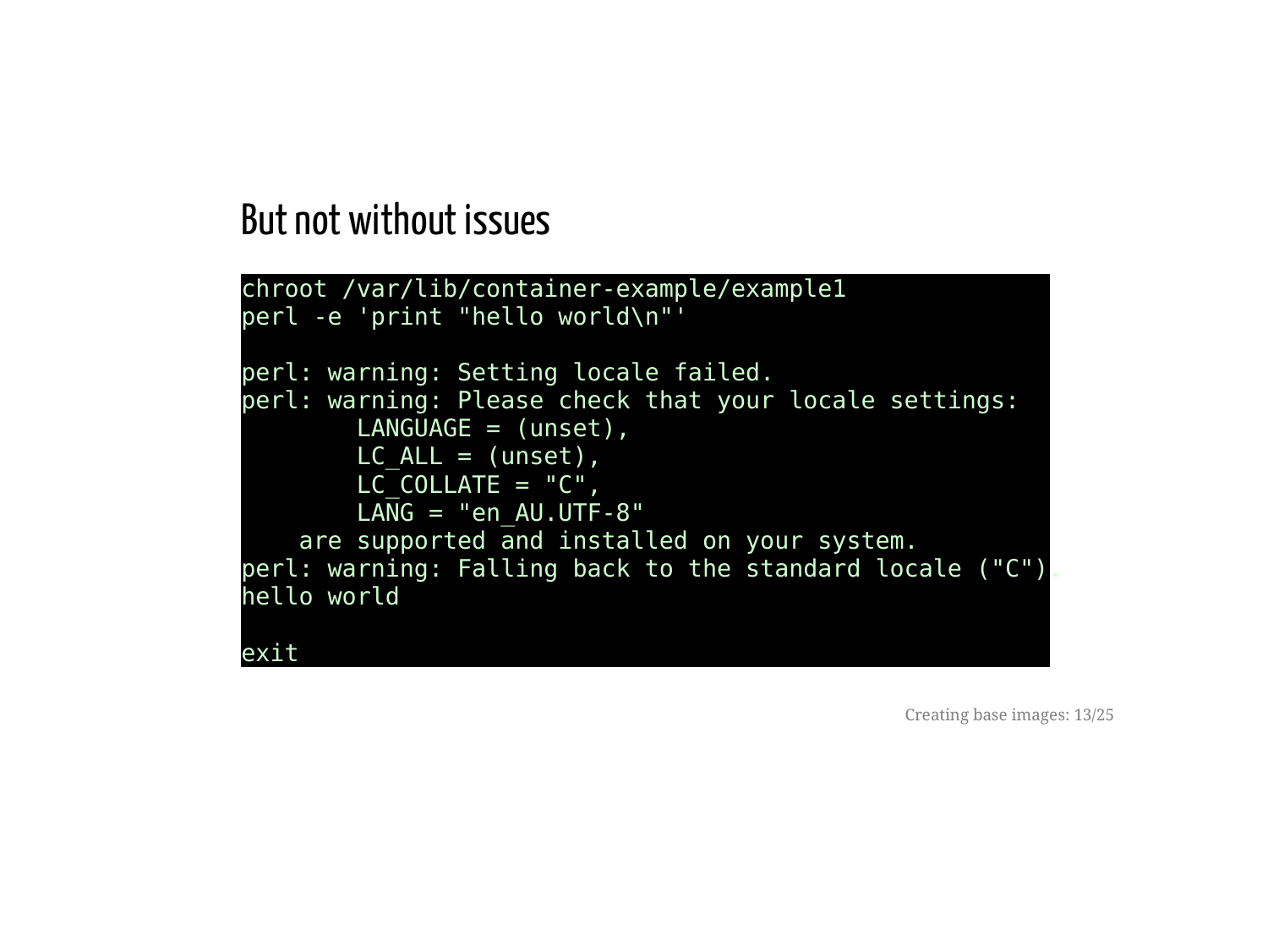## But not without issues

```
chroot /var/lib/container-example/example1
perl -e 'print "hello world\n"'

perl: warning: Setting locale failed.
perl: warning: Please check that your locale settings:
        LANGUAGE = (unset),
        LC_ALL = (unset),
        LC_COLLATE = "C",
        LANG = "en_AU.UTF-8"
    are supported and installed on your system.
perl: warning: Falling back to the standard locale ("C").
hello world

exit
```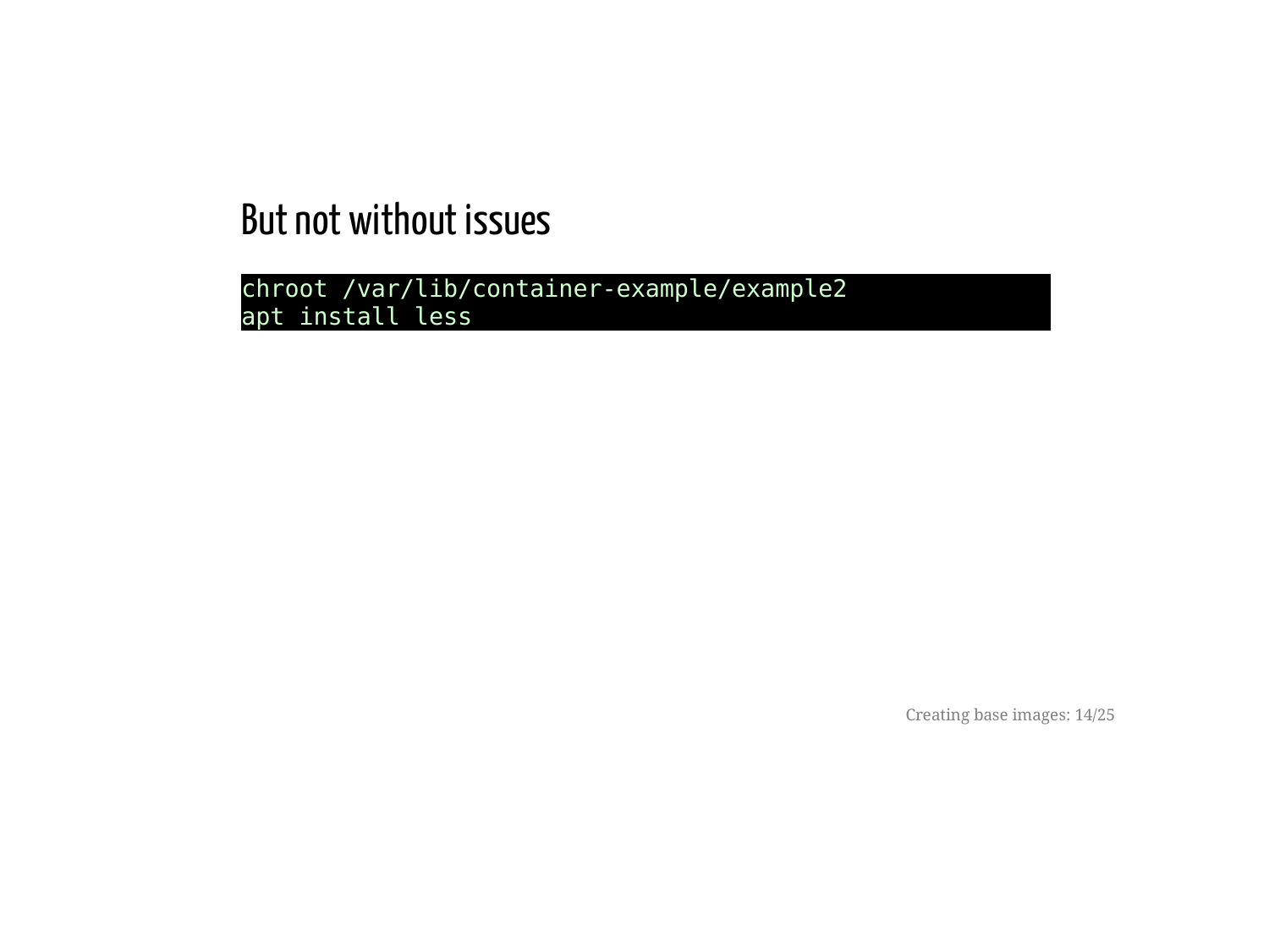## But not without issues

```
chroot /var/lib/container-example/example2
apt install less
```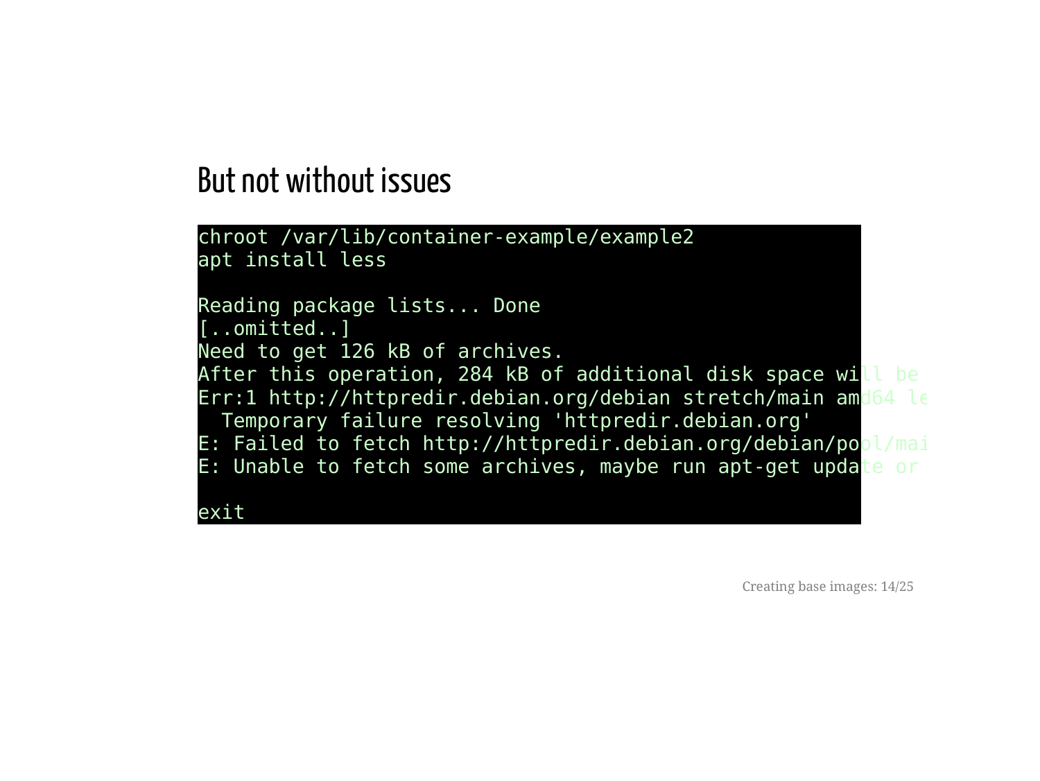# But not without issues

```
chroot /var/lib/container-example/example2
apt install less

Reading package lists... Done
[..omitted..]
Need to get 126 kB of archives.
After this operation, 284 kB of additional disk space will be
Err:1 http://httpredir.debian.org/debian stretch/main amd64 le
  Temporary failure resolving 'httpredir.debian.org'
E: Failed to fetch http://httpredir.debian.org/debian/pool/mai
E: Unable to fetch some archives, maybe run apt-get update or

exit
```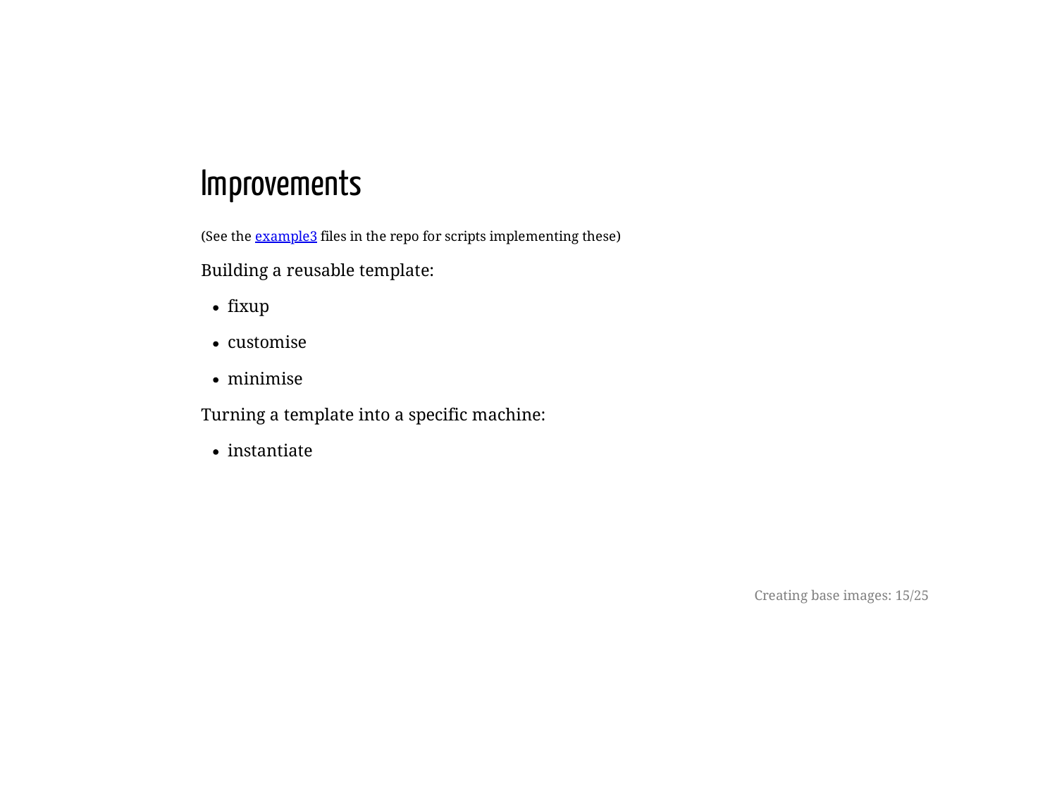# Improvements

(See the example3 files in the repo for scripts implementing these)

Building a reusable template:

- fixup
- customise
- minimise

Turning a template into a specific machine:

- instantiate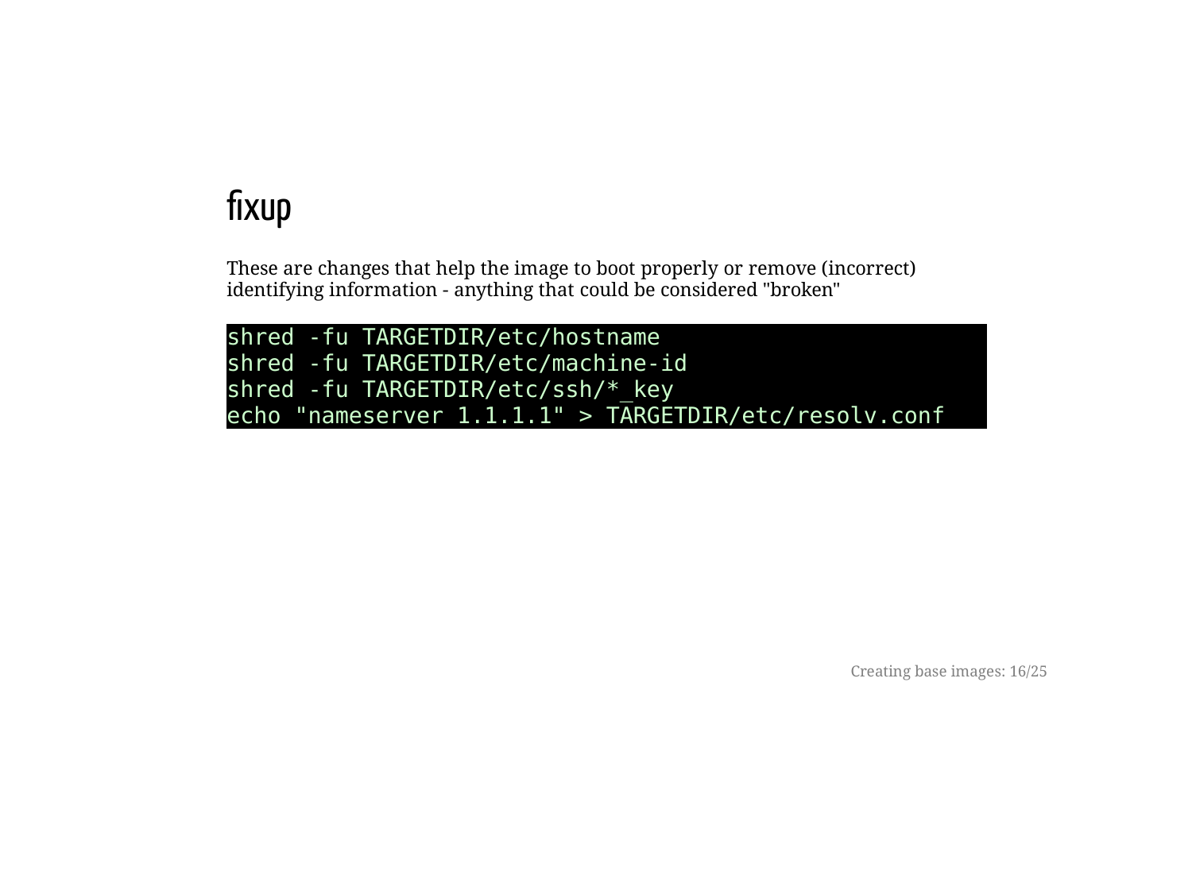# fixup

These are changes that help the image to boot properly or remove (incorrect) identifying information - anything that could be considered "broken"

```
shred -fu TARGETDIR/etc/hostname
shred -fu TARGETDIR/etc/machine-id
shred -fu TARGETDIR/etc/ssh/*_key
echo "nameserver 1.1.1.1" > TARGETDIR/etc/resolv.conf
```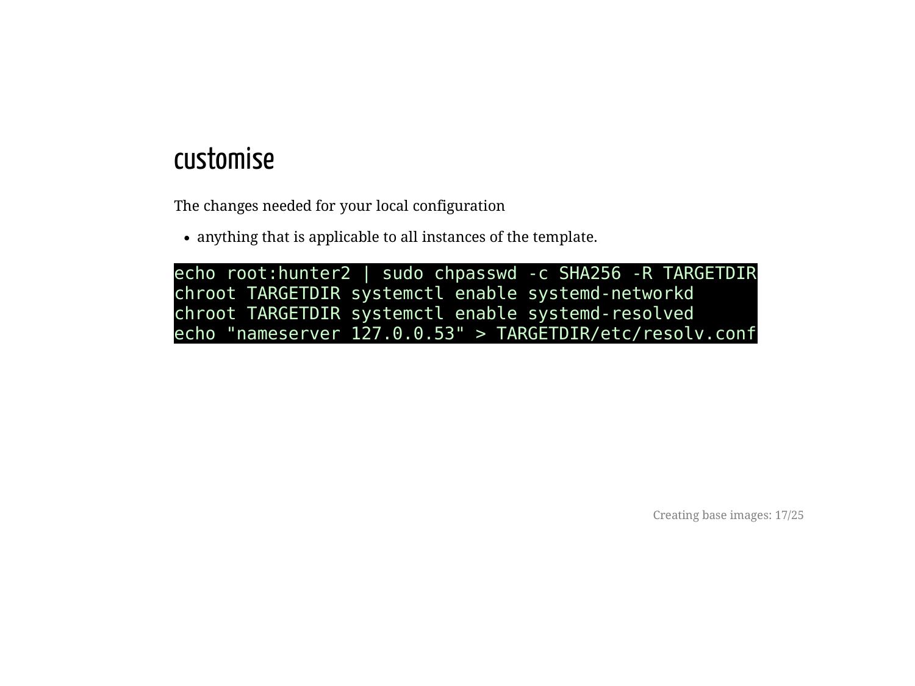## customise

The changes needed for your local configuration

- anything that is applicable to all instances of the template.

```
echo root:hunter2 | sudo chpasswd -c SHA256 -R TARGETDIR
chroot TARGETDIR systemctl enable systemd-networkd
chroot TARGETDIR systemctl enable systemd-resolved
echo "nameserver 127.0.0.53" > TARGETDIR/etc/resolv.conf
```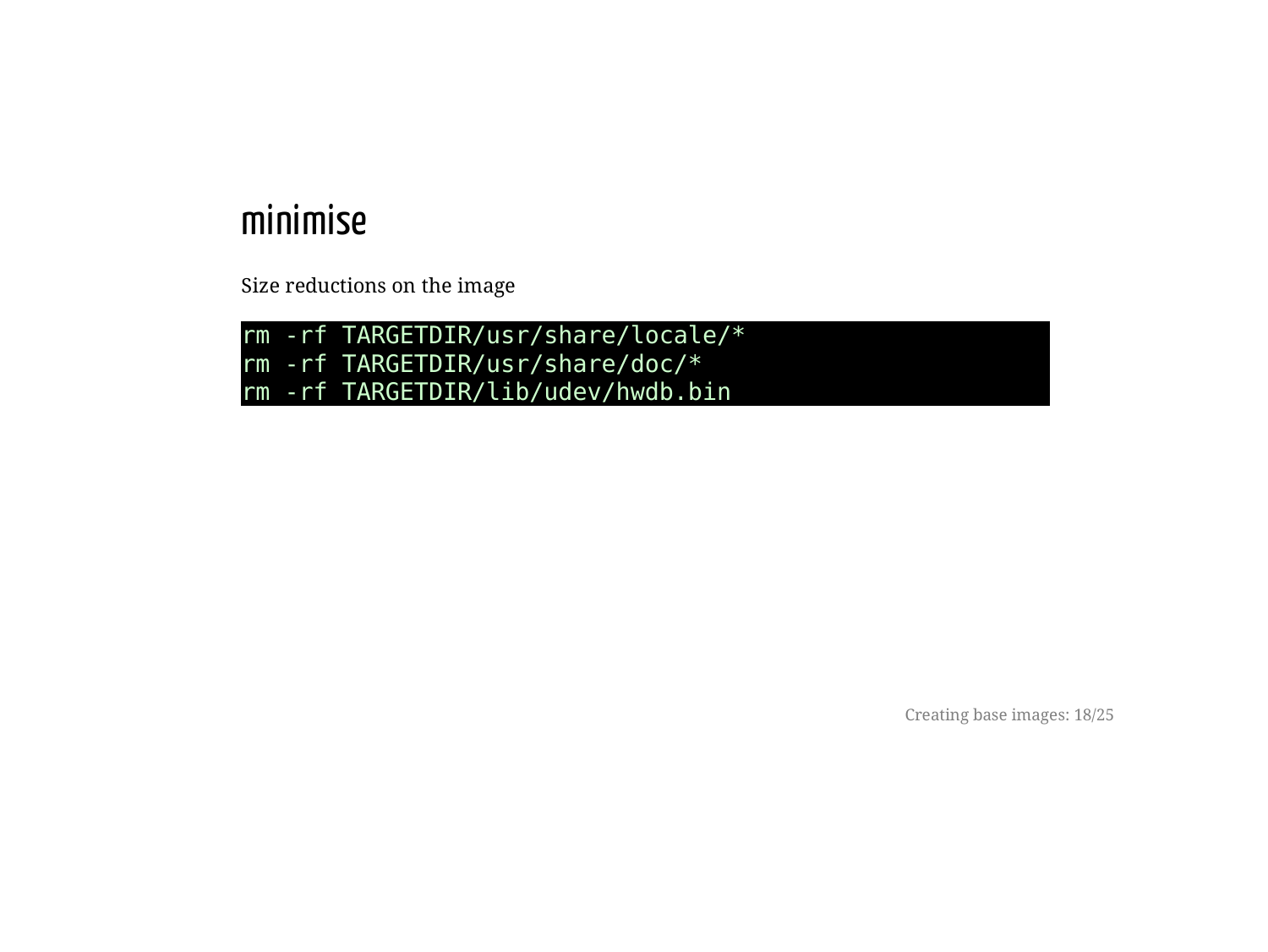## minimise

Size reductions on the image

```
rm -rf TARGETDIR/usr/share/locale/*
rm -rf TARGETDIR/usr/share/doc/*
rm -rf TARGETDIR/lib/udev/hwdb.bin
```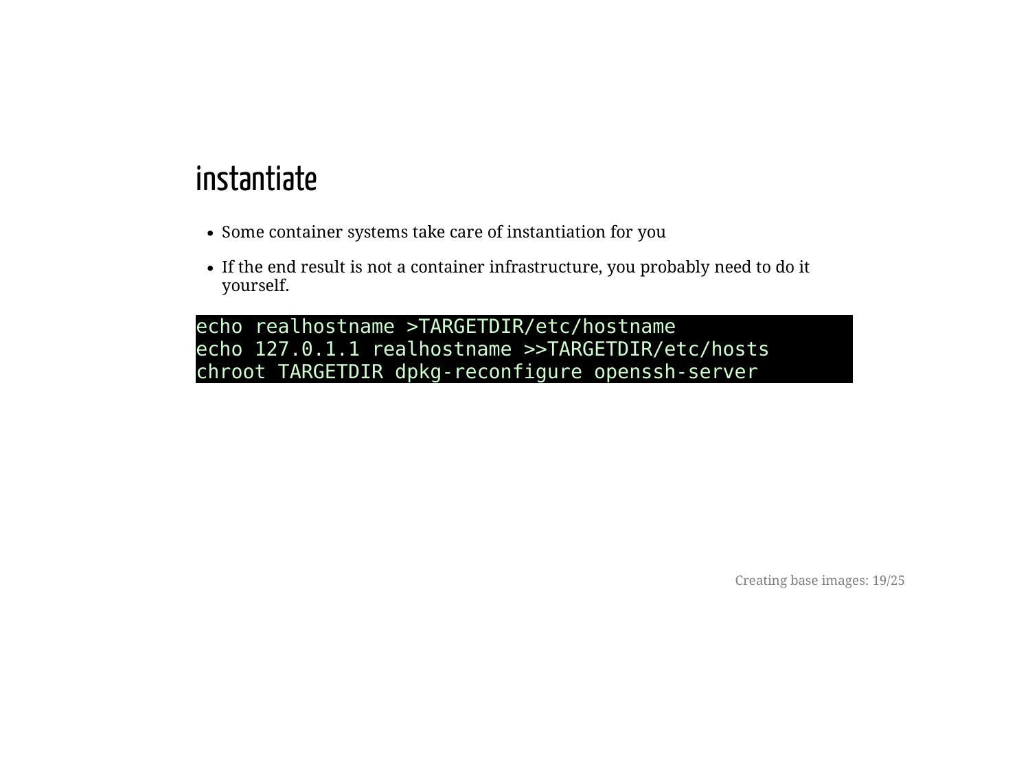# instantiate

- Some container systems take care of instantiation for you
- If the end result is not a container infrastructure, you probably need to do it yourself.

```
echo realhostname >TARGETDIR/etc/hostname
echo 127.0.1.1 realhostname >>TARGETDIR/etc/hosts
chroot TARGETDIR dpkg-reconfigure openssh-server
```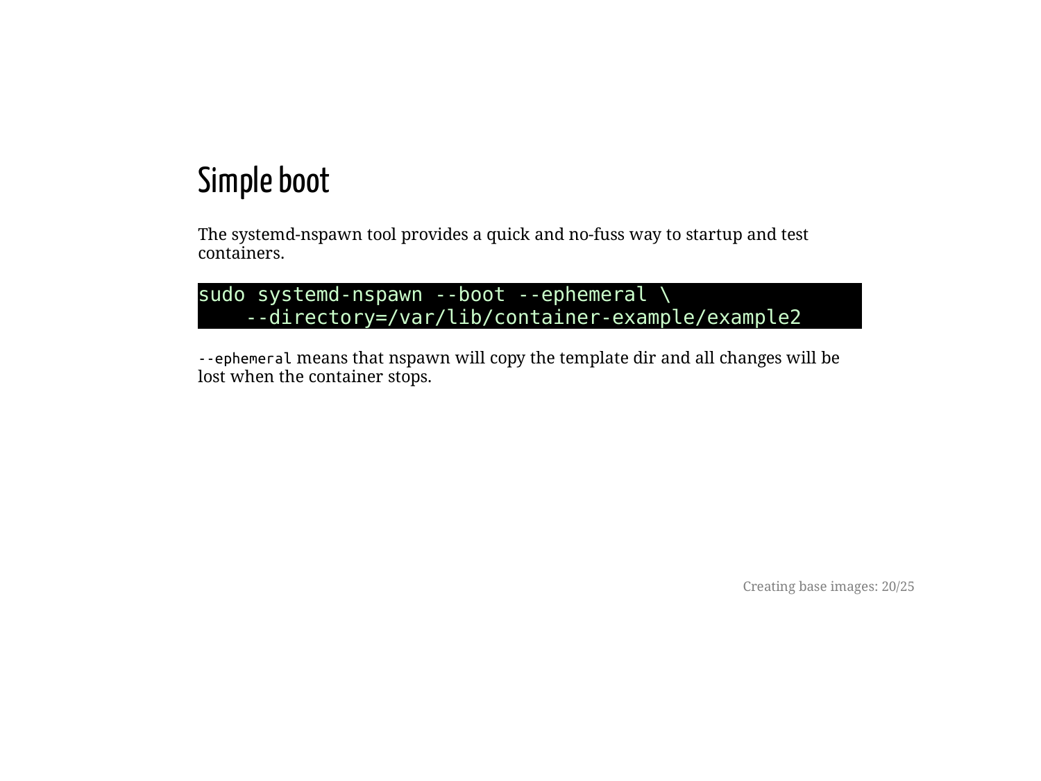# Simple boot

The systemd-nspawn tool provides a quick and no-fuss way to startup and test containers.

```
sudo systemd-nspawn --boot --ephemeral \
    --directory=/var/lib/container-example/example2
```

`--ephemeral` means that nspawn will copy the template dir and all changes will be lost when the container stops.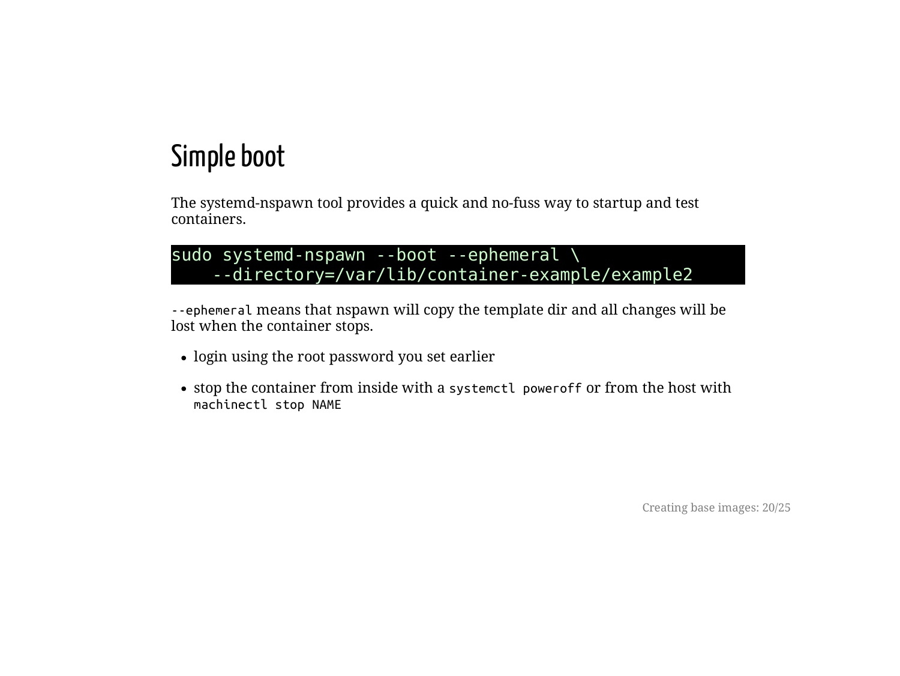# Simple boot

The systemd-nspawn tool provides a quick and no-fuss way to startup and test containers.

```
sudo systemd-nspawn --boot --ephemeral \
    --directory=/var/lib/container-example/example2
```

`--ephemeral` means that nspawn will copy the template dir and all changes will be lost when the container stops.

- login using the root password you set earlier
- stop the container from inside with a `systemctl poweroff` or from the host with `machinectl stop NAME`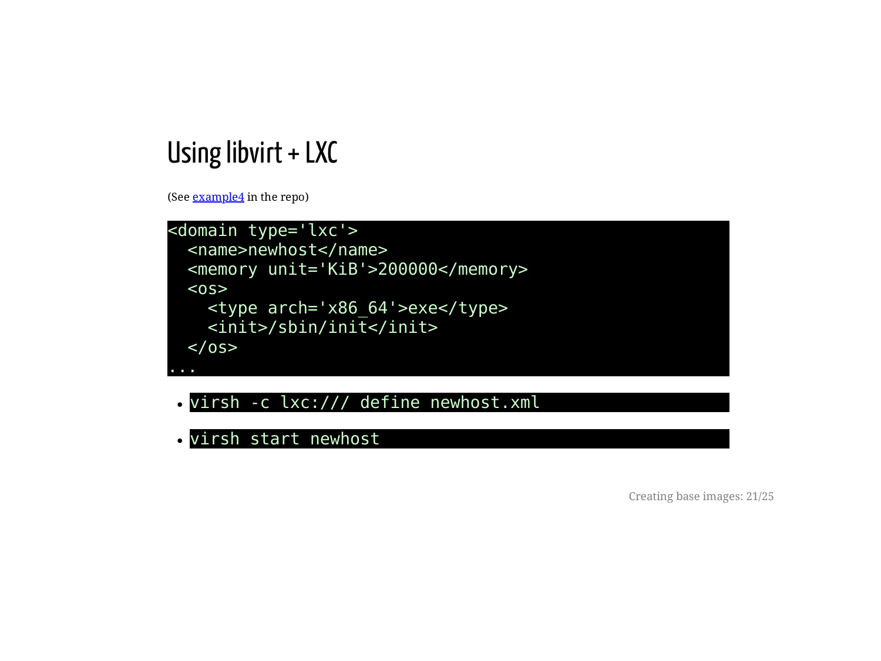# Using libvirt + LXC

(See [example4] in the repo)

```
<domain type='lxc'>
  <name>newhost</name>
  <memory unit='KiB'>200000</memory>
  <os>
    <type arch='x86_64'>exe</type>
    <init>/sbin/init</init>
  </os>
...
```

- `virsh -c lxc:/// define newhost.xml`
- `virsh start newhost`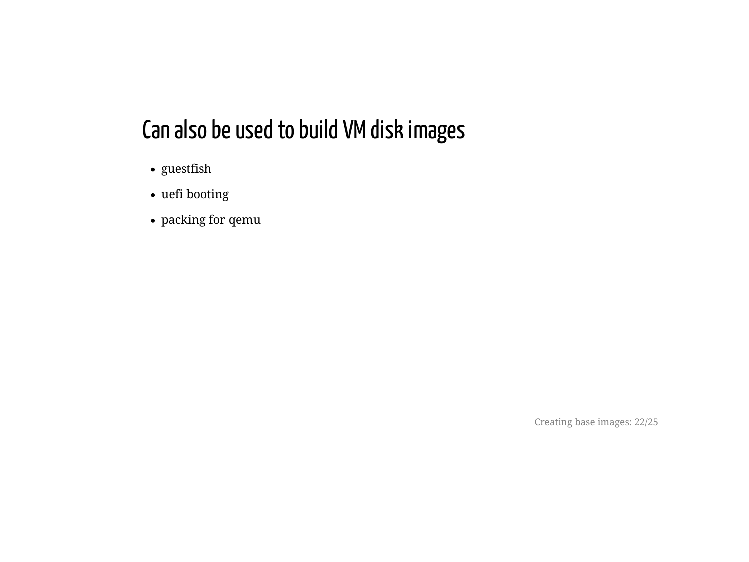## Can also be used to build VM disk images

- guestfish
- uefi booting
- packing for qemu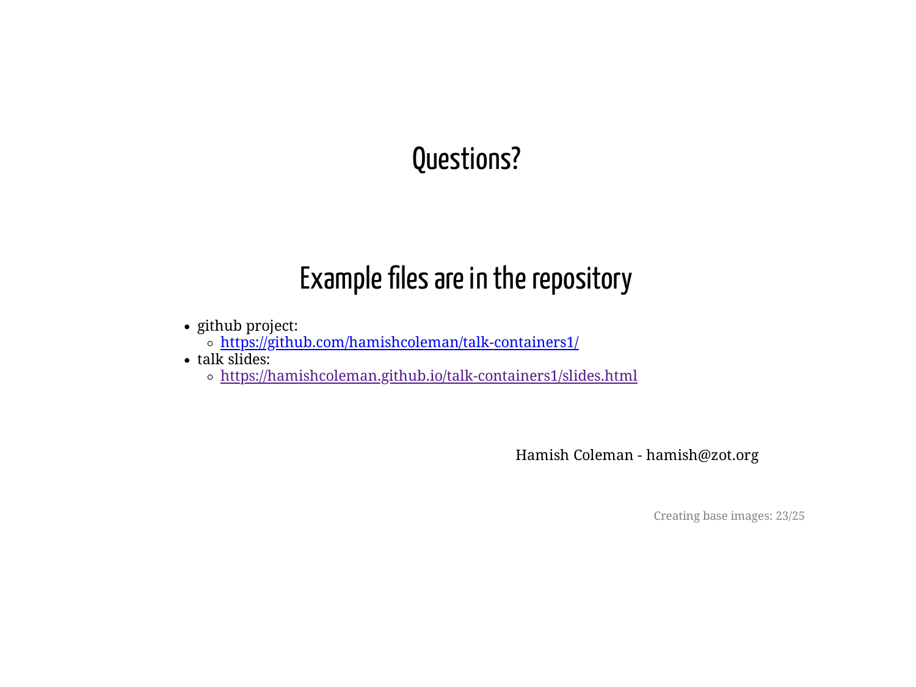# Questions?

# Example files are in the repository

- github project:
  - https://github.com/hamishcoleman/talk-containers1/
- talk slides:
  - https://hamishcoleman.github.io/talk-containers1/slides.html

Hamish Coleman - hamish@zot.org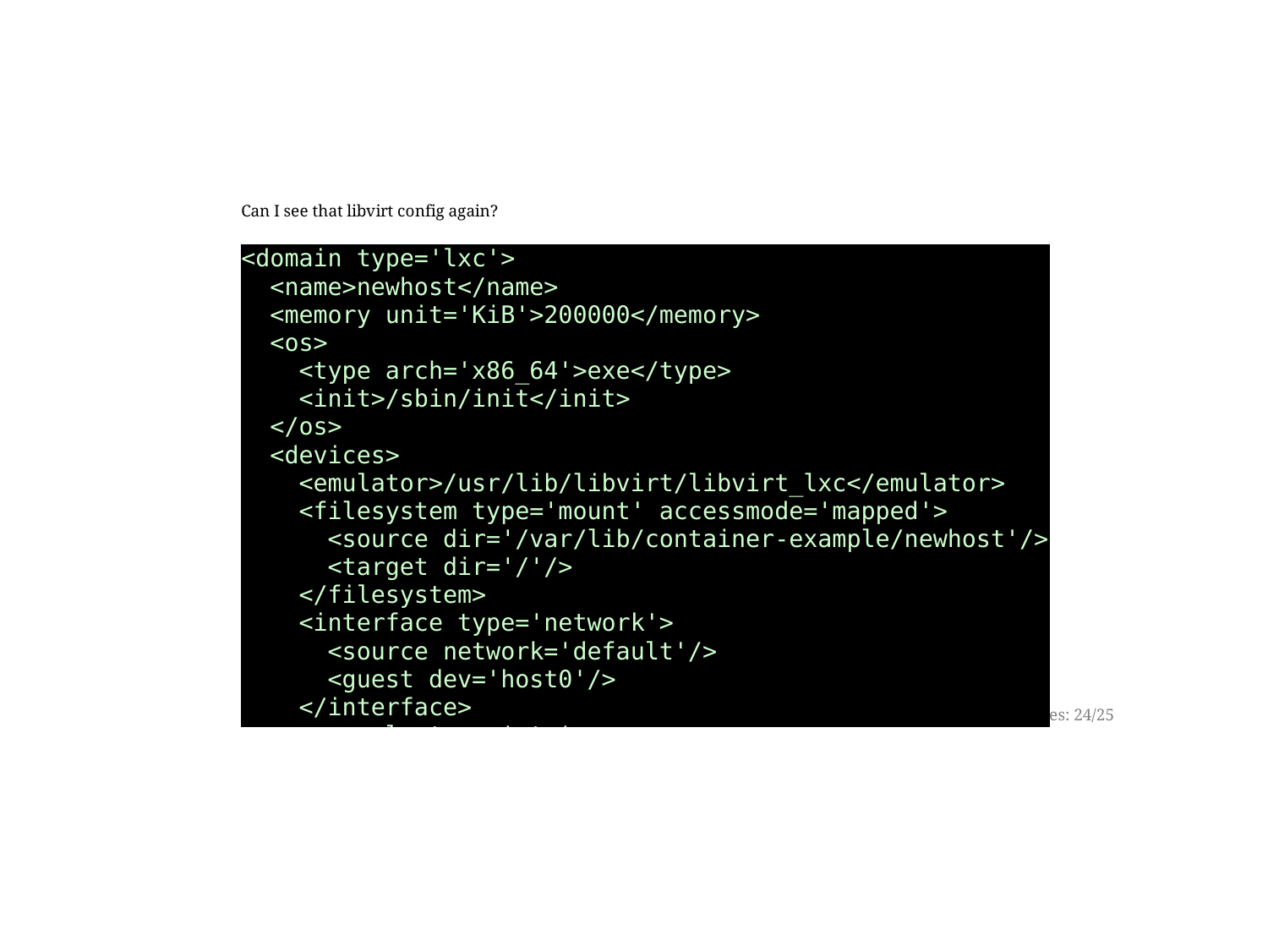Can I see that libvirt config again?

```
<domain type='lxc'>
  <name>newhost</name>
  <memory unit='KiB'>200000</memory>
  <os>
    <type arch='x86_64'>exe</type>
    <init>/sbin/init</init>
  </os>
  <devices>
    <emulator>/usr/lib/libvirt/libvirt_lxc</emulator>
    <filesystem type='mount' accessmode='mapped'>
      <source dir='/var/lib/container-example/newhost'/>
      <target dir='/'/>
    </filesystem>
    <interface type='network'>
      <source network='default'/>
      <guest dev='host0'/>
    </interface>
```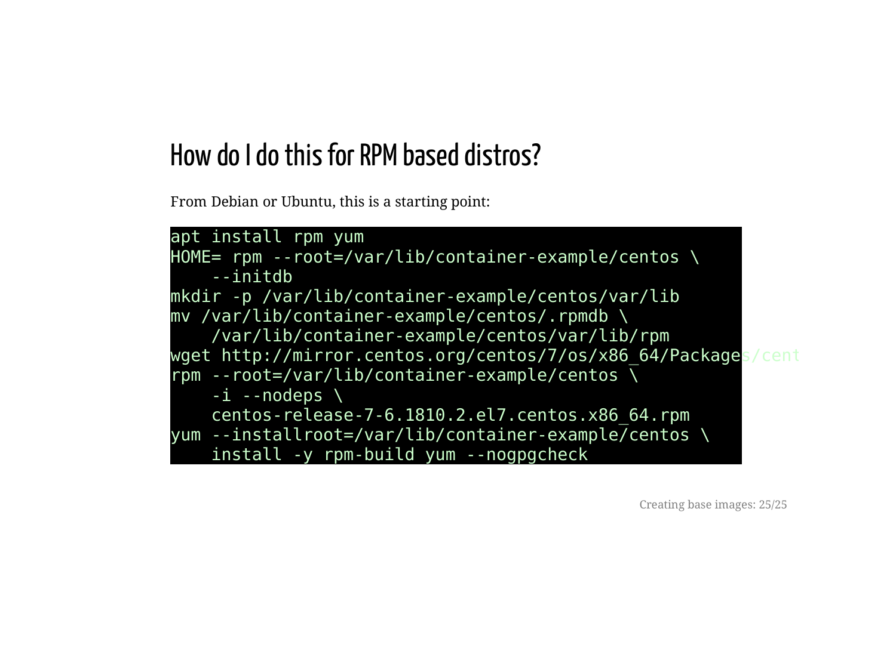## How do I do this for RPM based distros?

From Debian or Ubuntu, this is a starting point:

```
apt install rpm yum
HOME= rpm --root=/var/lib/container-example/centos \
    --initdb
mkdir -p /var/lib/container-example/centos/var/lib
mv /var/lib/container-example/centos/.rpmdb \
    /var/lib/container-example/centos/var/lib/rpm
wget http://mirror.centos.org/centos/7/os/x86_64/Packages/cent
rpm --root=/var/lib/container-example/centos \
    -i --nodeps \
    centos-release-7-6.1810.2.el7.centos.x86_64.rpm
yum --installroot=/var/lib/container-example/centos \
    install -y rpm-build yum --nogpgcheck
```